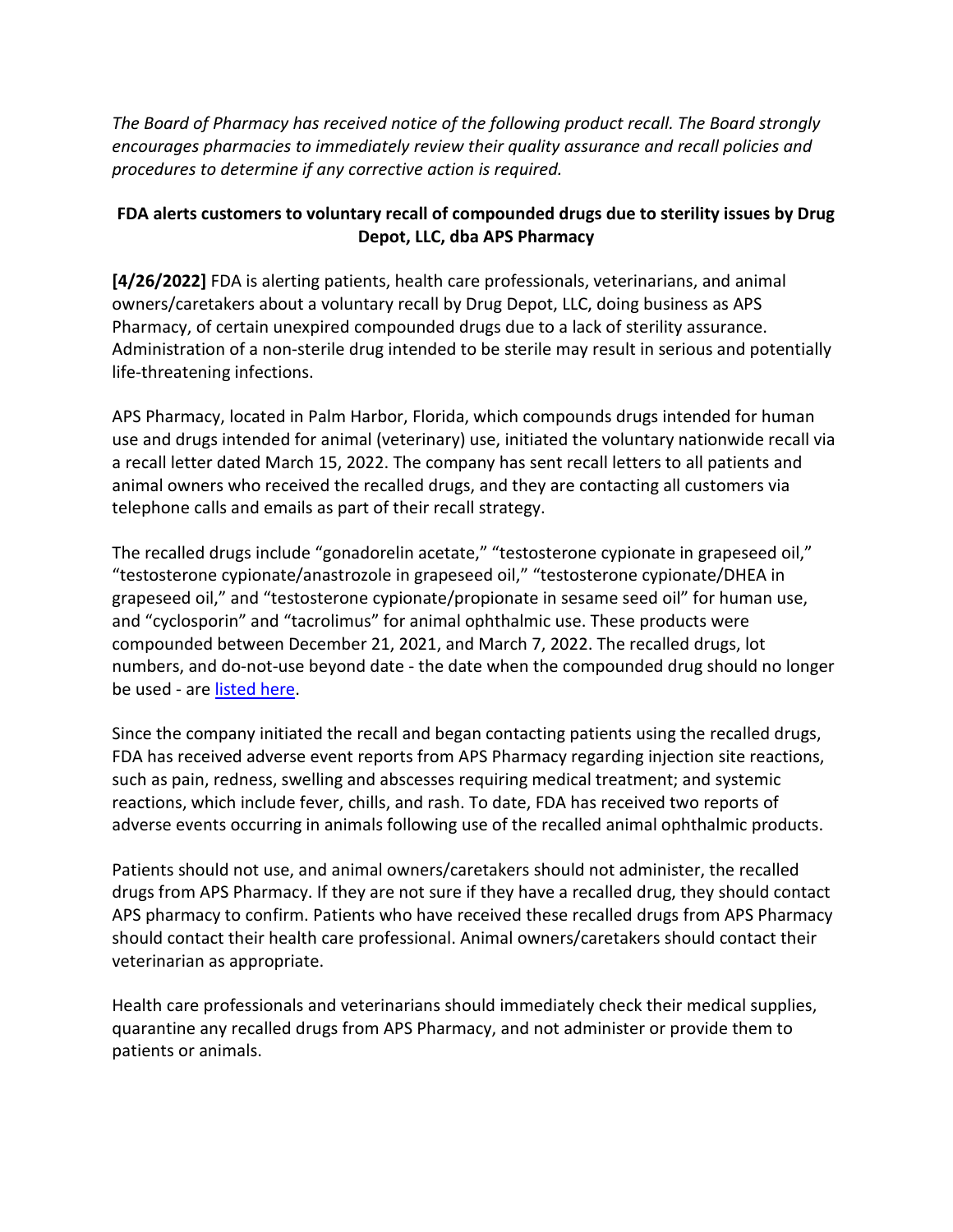*The Board of Pharmacy has received notice of the following product recall. The Board strongly encourages pharmacies to immediately review their quality assurance and recall policies and procedures to determine if any corrective action is required.*

## FDA alerts customers to voluntary recall of compounded drugs due to sterility issues by Drug Depot, LLC, dba APS Pharmacy

**[4/26/2022]** FDA is alerting patients, health care professionals, veterinarians, and animal owners/caretakers about a voluntary recall by Drug Depot, LLC, doing business as APS Pharmacy, of certain unexpired compounded drugs due to a lack of sterility assurance. Administration of a non-sterile drug intended to be sterile may result in serious and potentially life-threatening infections.

APS Pharmacy, located in Palm Harbor, Florida, which compounds drugs intended for human use and drugs intended for animal (veterinary) use, initiated the voluntary nationwide recall via a recall letter dated March 15, 2022. The company has sent recall letters to all patients and animal owners who received the recalled drugs, and they are contacting all customers via telephone calls and emails as part of their recall strategy.

The recalled drugs include "gonadorelin acetate," "testosterone cypionate in grapeseed oil," "testosterone cypionate/anastrozole in grapeseed oil," "testosterone cypionate/DHEA in grapeseed oil," and "testosterone cypionate/propionate in sesame seed oil" for human use, and "cyclosporin" and "tacrolimus" for animal ophthalmic use. These products were compounded between December 21, 2021, and March 7, 2022. The recalled drugs, lot numbers, and do-not-use beyond date - the date when the compounded drug should no longer be used - are listed here.

Since the company initiated the recall and began contacting patients using the recalled drugs, FDA has received adverse event reports from APS Pharmacy regarding injection site reactions, such as pain, redness, swelling and abscesses requiring medical treatment; and systemic reactions, which include fever, chills, and rash. To date, FDA has received two reports of adverse events occurring in animals following use of the recalled animal ophthalmic products.

Patients should not use, and animal owners/caretakers should not administer, the recalled drugs from APS Pharmacy. If they are not sure if they have a recalled drug, they should contact APS pharmacy to confirm. Patients who have received these recalled drugs from APS Pharmacy should contact their health care professional. Animal owners/caretakers should contact their veterinarian as appropriate.

Health care professionals and veterinarians should immediately check their medical supplies, quarantine any recalled drugs from APS Pharmacy, and not administer or provide them to patients or animals.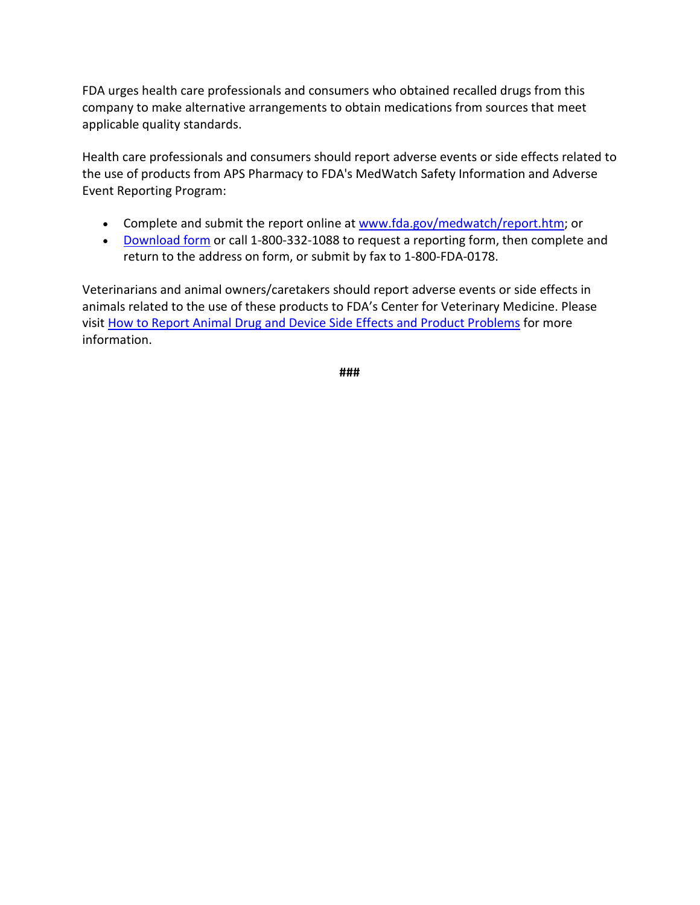FDA urges health care professionals and consumers who obtained recalled drugs from this company to make alternative arrangements to obtain medications from sources that meet applicable quality standards.

Health care professionals and consumers should report adverse events or side effects related to the use of products from APS Pharmacy to FDA's MedWatch Safety Information and Adverse Event Reporting Program:

- Complete and submit the report online at www.fda.gov/medwatch/report.htm; or
- Download form or call 1-800-332-1088 to request a reporting form, then complete and return to the address on form, or submit by fax to 1-800-FDA-0178.

Veterinarians and animal owners/caretakers should report adverse events or side effects in animals related to the use of these products to FDA's Center for Veterinary Medicine. Please visit How to Report Animal Drug and Device Side Effects and Product Problems for more information.

**###**